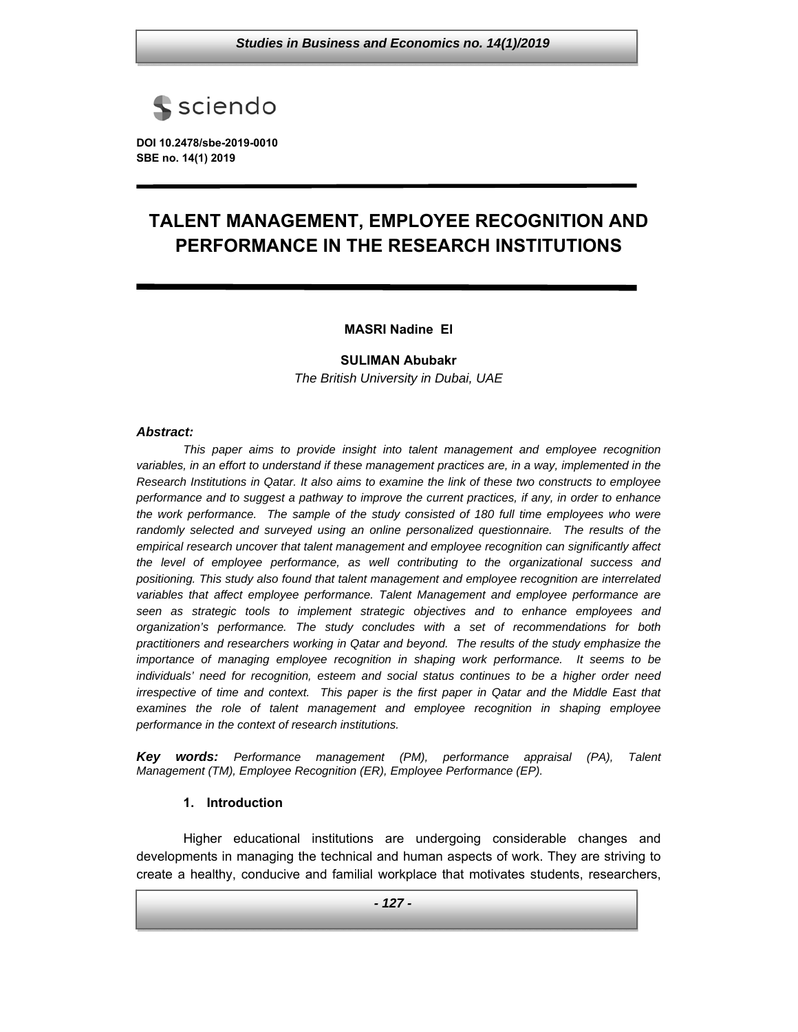sciendo

**DOI 10.2478/sbe-2019-0010**
**SBE no. 14(1) 2019**

# TALENT MANAGEMENT, EMPLOYEE RECOGNITION AND PERFORMANCE IN THE RESEARCH INSTITUTIONS

**MASRI Nadine El**

**SULIMAN Abubakr**

*The British University in Dubai, UAE*

***Abstract:***

*This paper aims to provide insight into talent management and employee recognition variables, in an effort to understand if these management practices are, in a way, implemented in the Research Institutions in Qatar. It also aims to examine the link of these two constructs to employee performance and to suggest a pathway to improve the current practices, if any, in order to enhance the work performance. The sample of the study consisted of 180 full time employees who were randomly selected and surveyed using an online personalized questionnaire. The results of the empirical research uncover that talent management and employee recognition can significantly affect the level of employee performance, as well contributing to the organizational success and positioning. This study also found that talent management and employee recognition are interrelated variables that affect employee performance. Talent Management and employee performance are seen as strategic tools to implement strategic objectives and to enhance employees and organization's performance. The study concludes with a set of recommendations for both practitioners and researchers working in Qatar and beyond. The results of the study emphasize the importance of managing employee recognition in shaping work performance. It seems to be individuals' need for recognition, esteem and social status continues to be a higher order need irrespective of time and context. This paper is the first paper in Qatar and the Middle East that examines the role of talent management and employee recognition in shaping employee performance in the context of research institutions.*

***Key words:*** *Performance management (PM), performance appraisal (PA), Talent Management (TM), Employee Recognition (ER), Employee Performance (EP).*

## 1. Introduction

Higher educational institutions are undergoing considerable changes and developments in managing the technical and human aspects of work. They are striving to create a healthy, conducive and familial workplace that motivates students, researchers,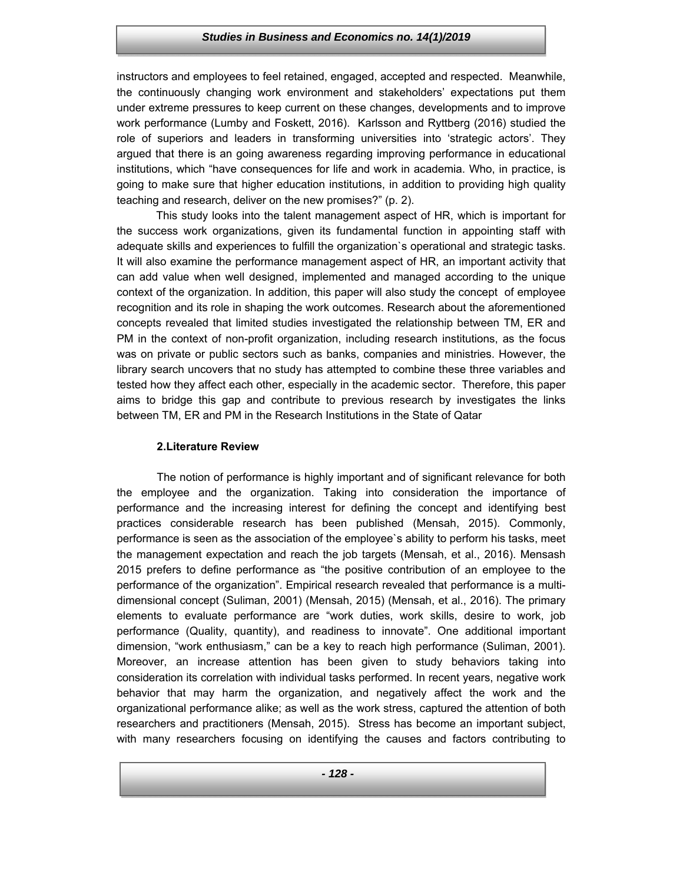instructors and employees to feel retained, engaged, accepted and respected. Meanwhile, the continuously changing work environment and stakeholders' expectations put them under extreme pressures to keep current on these changes, developments and to improve work performance (Lumby and Foskett, 2016). Karlsson and Ryttberg (2016) studied the role of superiors and leaders in transforming universities into 'strategic actors'. They argued that there is an going awareness regarding improving performance in educational institutions, which "have consequences for life and work in academia. Who, in practice, is going to make sure that higher education institutions, in addition to providing high quality teaching and research, deliver on the new promises?" (p. 2).

This study looks into the talent management aspect of HR, which is important for the success work organizations, given its fundamental function in appointing staff with adequate skills and experiences to fulfill the organization`s operational and strategic tasks. It will also examine the performance management aspect of HR, an important activity that can add value when well designed, implemented and managed according to the unique context of the organization. In addition, this paper will also study the concept of employee recognition and its role in shaping the work outcomes. Research about the aforementioned concepts revealed that limited studies investigated the relationship between TM, ER and PM in the context of non-profit organization, including research institutions, as the focus was on private or public sectors such as banks, companies and ministries. However, the library search uncovers that no study has attempted to combine these three variables and tested how they affect each other, especially in the academic sector. Therefore, this paper aims to bridge this gap and contribute to previous research by investigates the links between TM, ER and PM in the Research Institutions in the State of Qatar

## 2.Literature Review

The notion of performance is highly important and of significant relevance for both the employee and the organization. Taking into consideration the importance of performance and the increasing interest for defining the concept and identifying best practices considerable research has been published (Mensah, 2015). Commonly, performance is seen as the association of the employee`s ability to perform his tasks, meet the management expectation and reach the job targets (Mensah, et al., 2016). Mensash 2015 prefers to define performance as "the positive contribution of an employee to the performance of the organization". Empirical research revealed that performance is a multi-dimensional concept (Suliman, 2001) (Mensah, 2015) (Mensah, et al., 2016). The primary elements to evaluate performance are "work duties, work skills, desire to work, job performance (Quality, quantity), and readiness to innovate". One additional important dimension, "work enthusiasm," can be a key to reach high performance (Suliman, 2001). Moreover, an increase attention has been given to study behaviors taking into consideration its correlation with individual tasks performed. In recent years, negative work behavior that may harm the organization, and negatively affect the work and the organizational performance alike; as well as the work stress, captured the attention of both researchers and practitioners (Mensah, 2015). Stress has become an important subject, with many researchers focusing on identifying the causes and factors contributing to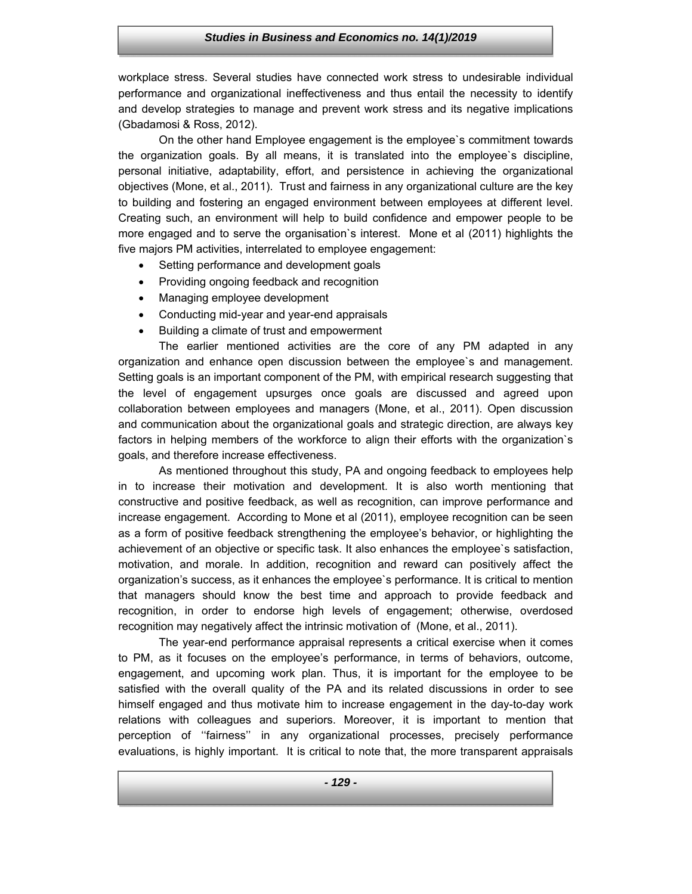workplace stress. Several studies have connected work stress to undesirable individual performance and organizational ineffectiveness and thus entail the necessity to identify and develop strategies to manage and prevent work stress and its negative implications (Gbadamosi & Ross, 2012).

On the other hand Employee engagement is the employee`s commitment towards the organization goals. By all means, it is translated into the employee`s discipline, personal initiative, adaptability, effort, and persistence in achieving the organizational objectives (Mone, et al., 2011). Trust and fairness in any organizational culture are the key to building and fostering an engaged environment between employees at different level. Creating such, an environment will help to build confidence and empower people to be more engaged and to serve the organisation`s interest. Mone et al (2011) highlights the five majors PM activities, interrelated to employee engagement:

- Setting performance and development goals
- Providing ongoing feedback and recognition
- Managing employee development
- Conducting mid-year and year-end appraisals
- Building a climate of trust and empowerment

The earlier mentioned activities are the core of any PM adapted in any organization and enhance open discussion between the employee`s and management. Setting goals is an important component of the PM, with empirical research suggesting that the level of engagement upsurges once goals are discussed and agreed upon collaboration between employees and managers (Mone, et al., 2011). Open discussion and communication about the organizational goals and strategic direction, are always key factors in helping members of the workforce to align their efforts with the organization`s goals, and therefore increase effectiveness.

As mentioned throughout this study, PA and ongoing feedback to employees help in to increase their motivation and development. It is also worth mentioning that constructive and positive feedback, as well as recognition, can improve performance and increase engagement. According to Mone et al (2011), employee recognition can be seen as a form of positive feedback strengthening the employee's behavior, or highlighting the achievement of an objective or specific task. It also enhances the employee`s satisfaction, motivation, and morale. In addition, recognition and reward can positively affect the organization's success, as it enhances the employee`s performance. It is critical to mention that managers should know the best time and approach to provide feedback and recognition, in order to endorse high levels of engagement; otherwise, overdosed recognition may negatively affect the intrinsic motivation of (Mone, et al., 2011).

The year-end performance appraisal represents a critical exercise when it comes to PM, as it focuses on the employee's performance, in terms of behaviors, outcome, engagement, and upcoming work plan. Thus, it is important for the employee to be satisfied with the overall quality of the PA and its related discussions in order to see himself engaged and thus motivate him to increase engagement in the day-to-day work relations with colleagues and superiors. Moreover, it is important to mention that perception of ''fairness'' in any organizational processes, precisely performance evaluations, is highly important. It is critical to note that, the more transparent appraisals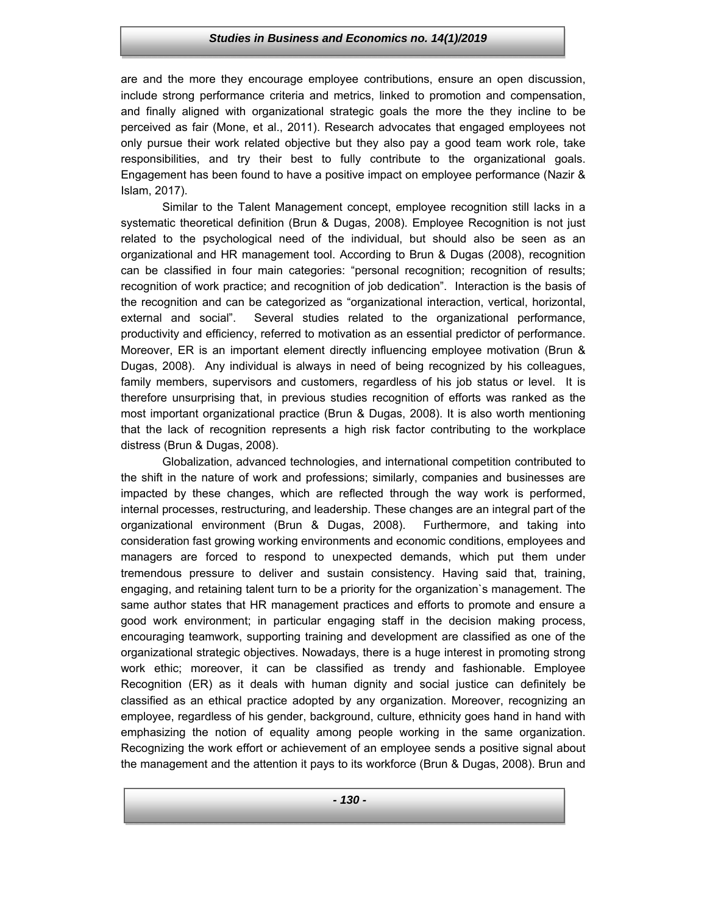are and the more they encourage employee contributions, ensure an open discussion, include strong performance criteria and metrics, linked to promotion and compensation, and finally aligned with organizational strategic goals the more the they incline to be perceived as fair (Mone, et al., 2011). Research advocates that engaged employees not only pursue their work related objective but they also pay a good team work role, take responsibilities, and try their best to fully contribute to the organizational goals. Engagement has been found to have a positive impact on employee performance (Nazir & Islam, 2017).

Similar to the Talent Management concept, employee recognition still lacks in a systematic theoretical definition (Brun & Dugas, 2008). Employee Recognition is not just related to the psychological need of the individual, but should also be seen as an organizational and HR management tool. According to Brun & Dugas (2008), recognition can be classified in four main categories: "personal recognition; recognition of results; recognition of work practice; and recognition of job dedication". Interaction is the basis of the recognition and can be categorized as "organizational interaction, vertical, horizontal, external and social". Several studies related to the organizational performance, productivity and efficiency, referred to motivation as an essential predictor of performance. Moreover, ER is an important element directly influencing employee motivation (Brun & Dugas, 2008). Any individual is always in need of being recognized by his colleagues, family members, supervisors and customers, regardless of his job status or level. It is therefore unsurprising that, in previous studies recognition of efforts was ranked as the most important organizational practice (Brun & Dugas, 2008). It is also worth mentioning that the lack of recognition represents a high risk factor contributing to the workplace distress (Brun & Dugas, 2008).

Globalization, advanced technologies, and international competition contributed to the shift in the nature of work and professions; similarly, companies and businesses are impacted by these changes, which are reflected through the way work is performed, internal processes, restructuring, and leadership. These changes are an integral part of the organizational environment (Brun & Dugas, 2008). Furthermore, and taking into consideration fast growing working environments and economic conditions, employees and managers are forced to respond to unexpected demands, which put them under tremendous pressure to deliver and sustain consistency. Having said that, training, engaging, and retaining talent turn to be a priority for the organization`s management. The same author states that HR management practices and efforts to promote and ensure a good work environment; in particular engaging staff in the decision making process, encouraging teamwork, supporting training and development are classified as one of the organizational strategic objectives. Nowadays, there is a huge interest in promoting strong work ethic; moreover, it can be classified as trendy and fashionable. Employee Recognition (ER) as it deals with human dignity and social justice can definitely be classified as an ethical practice adopted by any organization. Moreover, recognizing an employee, regardless of his gender, background, culture, ethnicity goes hand in hand with emphasizing the notion of equality among people working in the same organization. Recognizing the work effort or achievement of an employee sends a positive signal about the management and the attention it pays to its workforce (Brun & Dugas, 2008). Brun and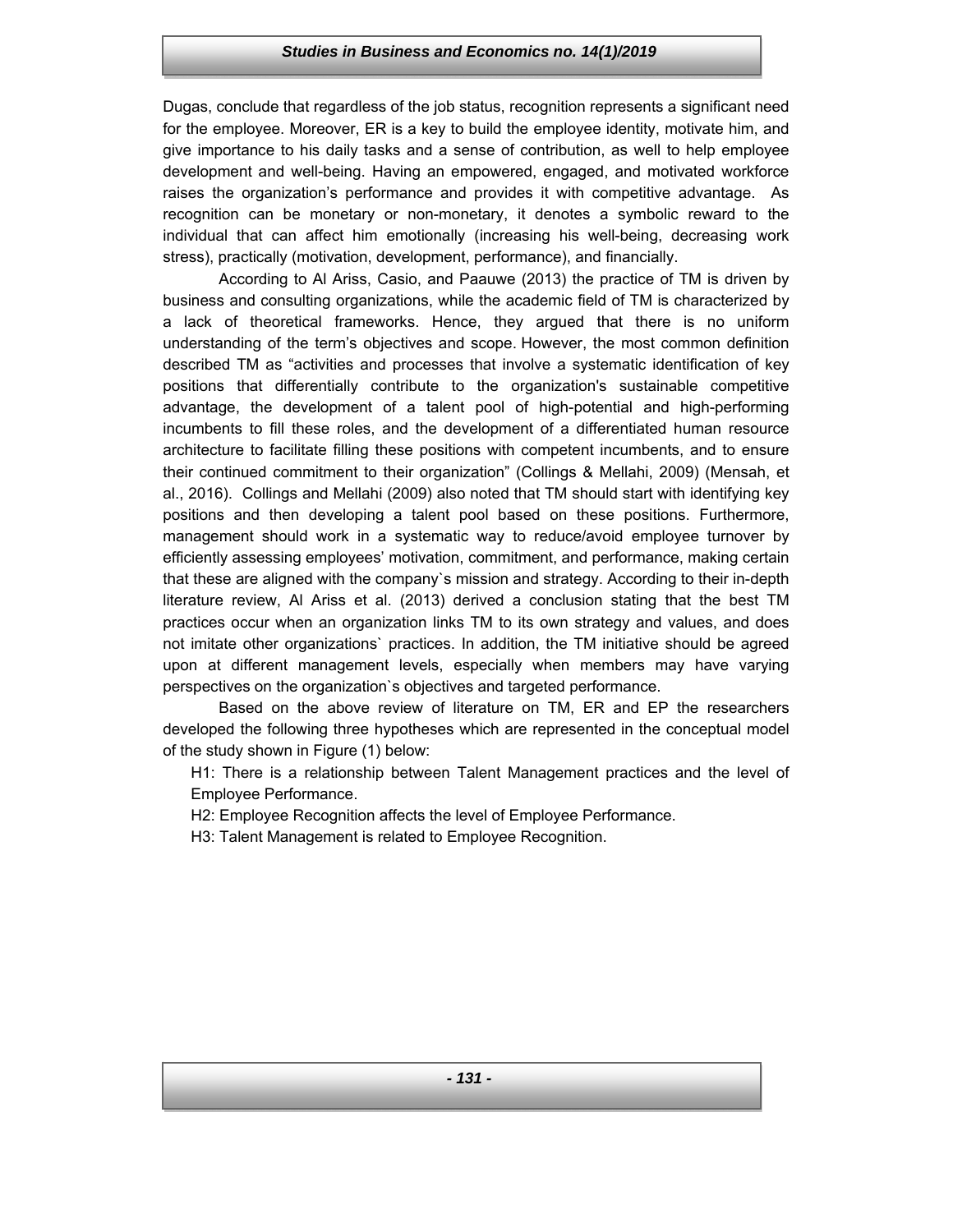Dugas, conclude that regardless of the job status, recognition represents a significant need for the employee. Moreover, ER is a key to build the employee identity, motivate him, and give importance to his daily tasks and a sense of contribution, as well to help employee development and well-being. Having an empowered, engaged, and motivated workforce raises the organization's performance and provides it with competitive advantage. As recognition can be monetary or non-monetary, it denotes a symbolic reward to the individual that can affect him emotionally (increasing his well-being, decreasing work stress), practically (motivation, development, performance), and financially.

According to Al Ariss, Casio, and Paauwe (2013) the practice of TM is driven by business and consulting organizations, while the academic field of TM is characterized by a lack of theoretical frameworks. Hence, they argued that there is no uniform understanding of the term's objectives and scope. However, the most common definition described TM as "activities and processes that involve a systematic identification of key positions that differentially contribute to the organization's sustainable competitive advantage, the development of a talent pool of high-potential and high-performing incumbents to fill these roles, and the development of a differentiated human resource architecture to facilitate filling these positions with competent incumbents, and to ensure their continued commitment to their organization" (Collings & Mellahi, 2009) (Mensah, et al., 2016). Collings and Mellahi (2009) also noted that TM should start with identifying key positions and then developing a talent pool based on these positions. Furthermore, management should work in a systematic way to reduce/avoid employee turnover by efficiently assessing employees' motivation, commitment, and performance, making certain that these are aligned with the company`s mission and strategy. According to their in-depth literature review, Al Ariss et al. (2013) derived a conclusion stating that the best TM practices occur when an organization links TM to its own strategy and values, and does not imitate other organizations` practices. In addition, the TM initiative should be agreed upon at different management levels, especially when members may have varying perspectives on the organization`s objectives and targeted performance.

Based on the above review of literature on TM, ER and EP the researchers developed the following three hypotheses which are represented in the conceptual model of the study shown in Figure (1) below:

H1: There is a relationship between Talent Management practices and the level of Employee Performance.

H2: Employee Recognition affects the level of Employee Performance.

H3: Talent Management is related to Employee Recognition.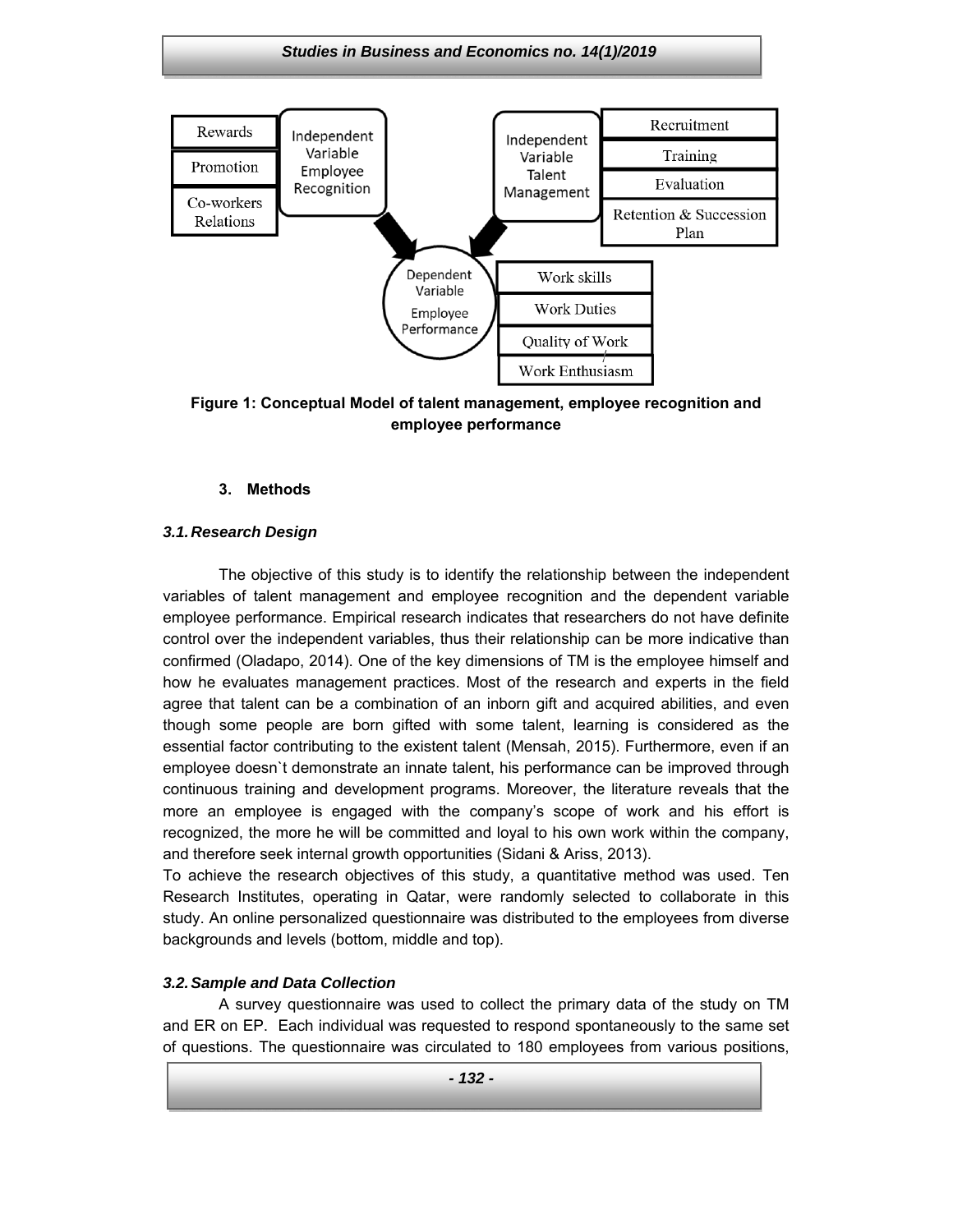Rewards

Promotion

Co-workers Relations

Independent Variable Employee Recognition

Independent Variable Talent Management

Recruitment

Training

Evaluation

Retention & Succession Plan

Dependent Variable Employee Performance

Work skills

Work Duties

Quality of Work

Work Enthusiasm

**Figure 1: Conceptual Model of talent management, employee recognition and employee performance**

## 3. Methods

### *3.1. Research Design*

The objective of this study is to identify the relationship between the independent variables of talent management and employee recognition and the dependent variable employee performance. Empirical research indicates that researchers do not have definite control over the independent variables, thus their relationship can be more indicative than confirmed (Oladapo, 2014). One of the key dimensions of TM is the employee himself and how he evaluates management practices. Most of the research and experts in the field agree that talent can be a combination of an inborn gift and acquired abilities, and even though some people are born gifted with some talent, learning is considered as the essential factor contributing to the existent talent (Mensah, 2015). Furthermore, even if an employee doesn`t demonstrate an innate talent, his performance can be improved through continuous training and development programs. Moreover, the literature reveals that the more an employee is engaged with the company's scope of work and his effort is recognized, the more he will be committed and loyal to his own work within the company, and therefore seek internal growth opportunities (Sidani & Ariss, 2013).

To achieve the research objectives of this study, a quantitative method was used. Ten Research Institutes, operating in Qatar, were randomly selected to collaborate in this study. An online personalized questionnaire was distributed to the employees from diverse backgrounds and levels (bottom, middle and top).

### *3.2. Sample and Data Collection*

A survey questionnaire was used to collect the primary data of the study on TM and ER on EP. Each individual was requested to respond spontaneously to the same set of questions. The questionnaire was circulated to 180 employees from various positions,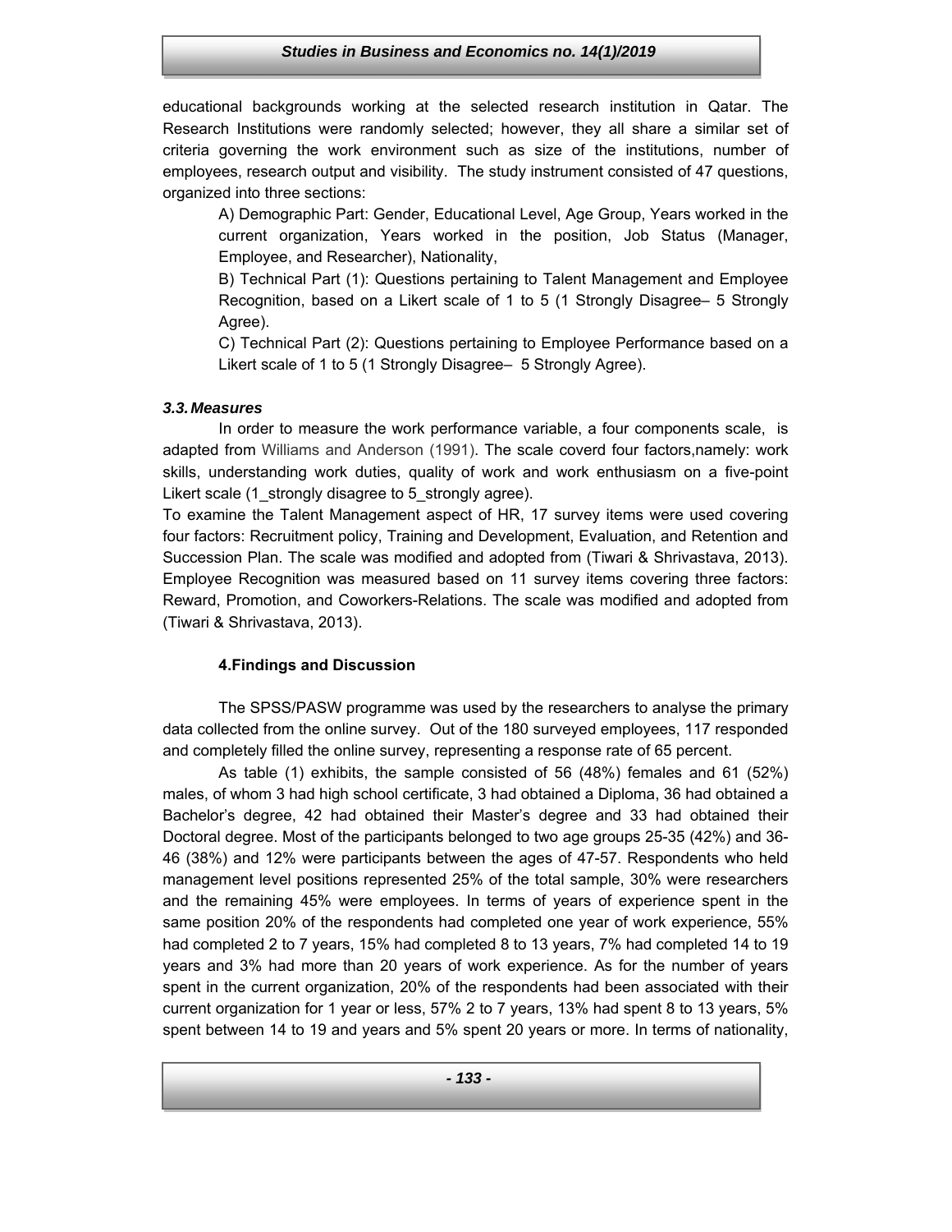educational backgrounds working at the selected research institution in Qatar. The Research Institutions were randomly selected; however, they all share a similar set of criteria governing the work environment such as size of the institutions, number of employees, research output and visibility. The study instrument consisted of 47 questions, organized into three sections:

A) Demographic Part: Gender, Educational Level, Age Group, Years worked in the current organization, Years worked in the position, Job Status (Manager, Employee, and Researcher), Nationality,

B) Technical Part (1): Questions pertaining to Talent Management and Employee Recognition, based on a Likert scale of 1 to 5 (1 Strongly Disagree– 5 Strongly Agree).

C) Technical Part (2): Questions pertaining to Employee Performance based on a Likert scale of 1 to 5 (1 Strongly Disagree– 5 Strongly Agree).

### *3.3. Measures*

In order to measure the work performance variable, a four components scale, is adapted from Williams and Anderson (1991). The scale coverd four factors,namely: work skills, understanding work duties, quality of work and work enthusiasm on a five-point Likert scale (1_strongly disagree to 5_strongly agree).

To examine the Talent Management aspect of HR, 17 survey items were used covering four factors: Recruitment policy, Training and Development, Evaluation, and Retention and Succession Plan. The scale was modified and adopted from (Tiwari & Shrivastava, 2013). Employee Recognition was measured based on 11 survey items covering three factors: Reward, Promotion, and Coworkers-Relations. The scale was modified and adopted from (Tiwari & Shrivastava, 2013).

## 4.Findings and Discussion

The SPSS/PASW programme was used by the researchers to analyse the primary data collected from the online survey. Out of the 180 surveyed employees, 117 responded and completely filled the online survey, representing a response rate of 65 percent.

As table (1) exhibits, the sample consisted of 56 (48%) females and 61 (52%) males, of whom 3 had high school certificate, 3 had obtained a Diploma, 36 had obtained a Bachelor's degree, 42 had obtained their Master's degree and 33 had obtained their Doctoral degree. Most of the participants belonged to two age groups 25-35 (42%) and 36-46 (38%) and 12% were participants between the ages of 47-57. Respondents who held management level positions represented 25% of the total sample, 30% were researchers and the remaining 45% were employees. In terms of years of experience spent in the same position 20% of the respondents had completed one year of work experience, 55% had completed 2 to 7 years, 15% had completed 8 to 13 years, 7% had completed 14 to 19 years and 3% had more than 20 years of work experience. As for the number of years spent in the current organization, 20% of the respondents had been associated with their current organization for 1 year or less, 57% 2 to 7 years, 13% had spent 8 to 13 years, 5% spent between 14 to 19 and years and 5% spent 20 years or more. In terms of nationality,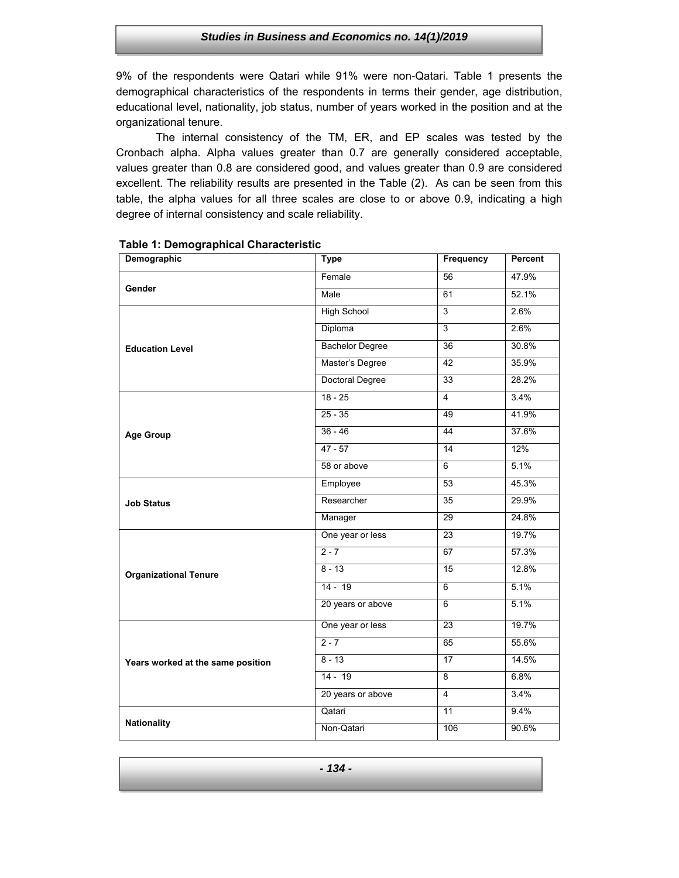9% of the respondents were Qatari while 91% were non-Qatari. Table 1 presents the demographical characteristics of the respondents in terms their gender, age distribution, educational level, nationality, job status, number of years worked in the position and at the organizational tenure.

The internal consistency of the TM, ER, and EP scales was tested by the Cronbach alpha. Alpha values greater than 0.7 are generally considered acceptable, values greater than 0.8 are considered good, and values greater than 0.9 are considered excellent. The reliability results are presented in the Table (2). As can be seen from this table, the alpha values for all three scales are close to or above 0.9, indicating a high degree of internal consistency and scale reliability.

**Table 1: Demographical Characteristic**

| Demographic | Type | Frequency | Percent |
|---|---|---|---|
| **Gender** | Female | 56 | 47.9% |
| | Male | 61 | 52.1% |
| **Education Level** | High School | 3 | 2.6% |
| | Diploma | 3 | 2.6% |
| | Bachelor Degree | 36 | 30.8% |
| | Master's Degree | 42 | 35.9% |
| | Doctoral Degree | 33 | 28.2% |
| **Age Group** | 18 - 25 | 4 | 3.4% |
| | 25 - 35 | 49 | 41.9% |
| | 36 - 46 | 44 | 37.6% |
| | 47 - 57 | 14 | 12% |
| | 58 or above | 6 | 5.1% |
| **Job Status** | Employee | 53 | 45.3% |
| | Researcher | 35 | 29.9% |
| | Manager | 29 | 24.8% |
| **Organizational Tenure** | One year or less | 23 | 19.7% |
| | 2 - 7 | 67 | 57.3% |
| | 8 - 13 | 15 | 12.8% |
| | 14 - 19 | 6 | 5.1% |
| | 20 years or above | 6 | 5.1% |
| **Years worked at the same position** | One year or less | 23 | 19.7% |
| | 2 - 7 | 65 | 55.6% |
| | 8 - 13 | 17 | 14.5% |
| | 14 - 19 | 8 | 6.8% |
| | 20 years or above | 4 | 3.4% |
| **Nationality** | Qatari | 11 | 9.4% |
| | Non-Qatari | 106 | 90.6% |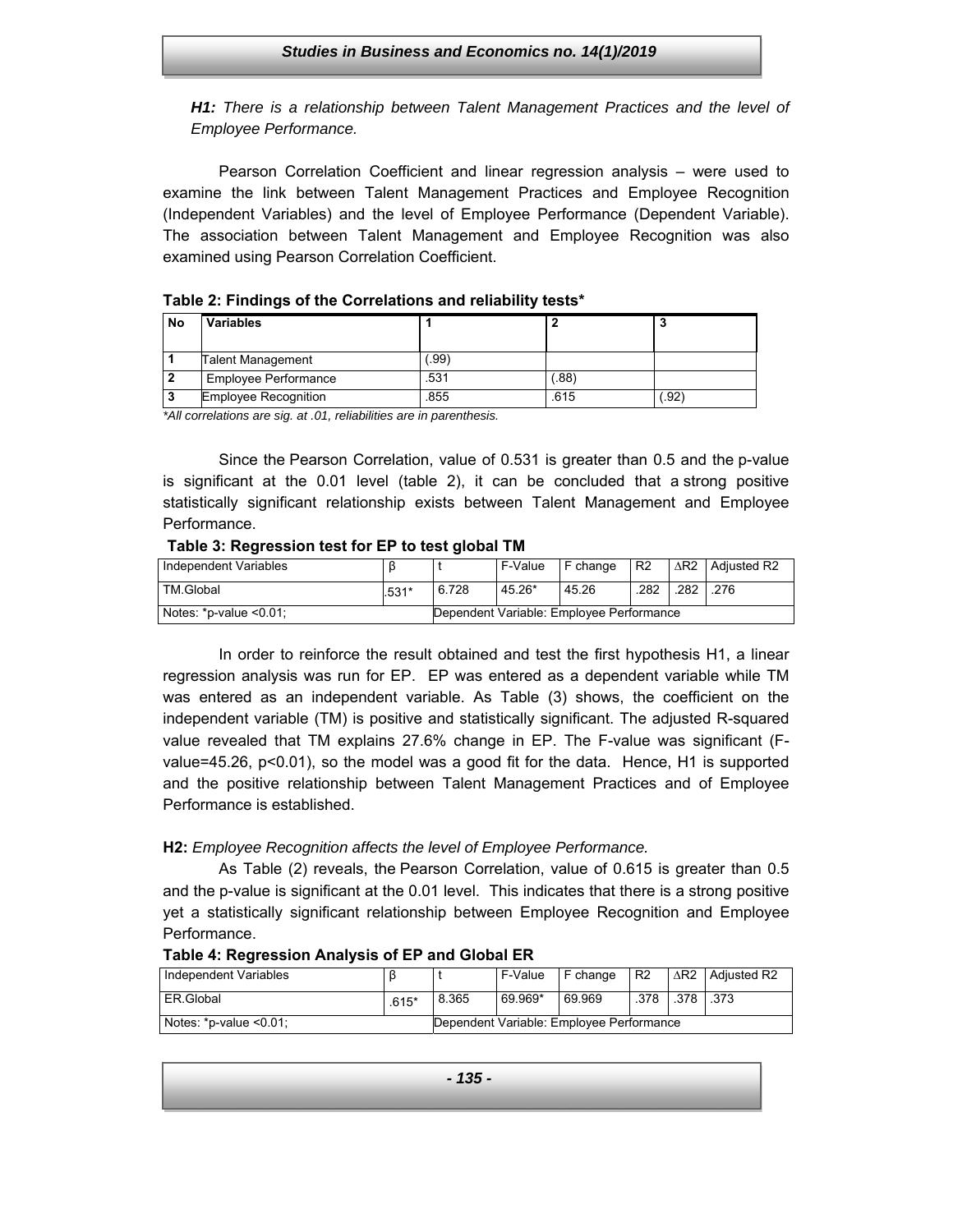***H1:*** *There is a relationship between Talent Management Practices and the level of Employee Performance.*

Pearson Correlation Coefficient and linear regression analysis – were used to examine the link between Talent Management Practices and Employee Recognition (Independent Variables) and the level of Employee Performance (Dependent Variable). The association between Talent Management and Employee Recognition was also examined using Pearson Correlation Coefficient.

**Table 2: Findings of the Correlations and reliability tests***

| No | Variables | 1 | 2 | 3 |
|---|---|---|---|---|
| 1 | Talent Management | (.99) | | |
| 2 | Employee Performance | .531 | (.88) | |
| 3 | Employee Recognition | .855 | .615 | (.92) |

*\*All correlations are sig. at .01, reliabilities are in parenthesis.*

Since the Pearson Correlation, value of 0.531 is greater than 0.5 and the p-value is significant at the 0.01 level (table 2), it can be concluded that a strong positive statistically significant relationship exists between Talent Management and Employee Performance.

**Table 3: Regression test for EP to test global TM**

| Independent Variables | β | t | F-Value | F change | R2 | ∆R2 | Adjusted R2 |
|---|---|---|---|---|---|---|---|
| TM.Global | .531* | 6.728 | 45.26* | 45.26 | .282 | .282 | .276 |
| Notes: *p-value <0.01; | | Dependent Variable: Employee Performance | | | | | |

In order to reinforce the result obtained and test the first hypothesis H1, a linear regression analysis was run for EP. EP was entered as a dependent variable while TM was entered as an independent variable. As Table (3) shows, the coefficient on the independent variable (TM) is positive and statistically significant. The adjusted R-squared value revealed that TM explains 27.6% change in EP. The F-value was significant (F-value=45.26, $p<0.01$), so the model was a good fit for the data. Hence, H1 is supported and the positive relationship between Talent Management Practices and of Employee Performance is established.

**H2:** *Employee Recognition affects the level of Employee Performance.*

As Table (2) reveals, the Pearson Correlation, value of 0.615 is greater than 0.5 and the p-value is significant at the 0.01 level. This indicates that there is a strong positive yet a statistically significant relationship between Employee Recognition and Employee Performance.

**Table 4: Regression Analysis of EP and Global ER**

| Independent Variables | β | t | F-Value | F change | R2 | ∆R2 | Adjusted R2 |
|---|---|---|---|---|---|---|---|
| ER.Global | .615* | 8.365 | 69.969* | 69.969 | .378 | .378 | .373 |
| Notes: *p-value <0.01; | | Dependent Variable: Employee Performance | | | | | |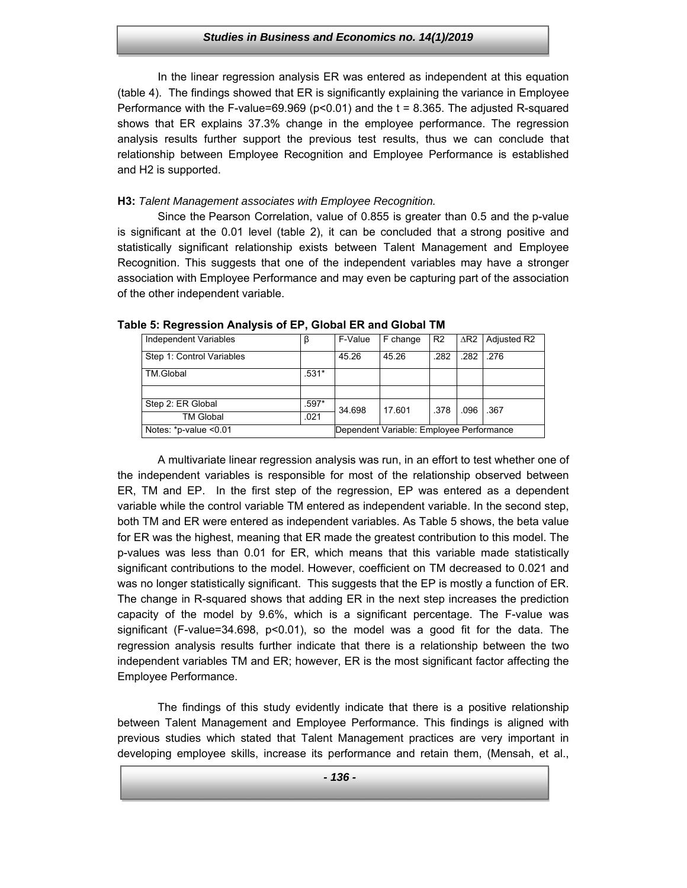In the linear regression analysis ER was entered as independent at this equation (table 4). The findings showed that ER is significantly explaining the variance in Employee Performance with the F-value=69.969 ($p<0.01$) and the t = 8.365. The adjusted R-squared shows that ER explains 37.3% change in the employee performance. The regression analysis results further support the previous test results, thus we can conclude that relationship between Employee Recognition and Employee Performance is established and H2 is supported.

**H3:** *Talent Management associates with Employee Recognition.*

Since the Pearson Correlation, value of 0.855 is greater than 0.5 and the p-value is significant at the 0.01 level (table 2), it can be concluded that a strong positive and statistically significant relationship exists between Talent Management and Employee Recognition. This suggests that one of the independent variables may have a stronger association with Employee Performance and may even be capturing part of the association of the other independent variable.

**Table 5: Regression Analysis of EP, Global ER and Global TM**

| Independent Variables | β | F-Value | F change | R2 | ∆R2 | Adjusted R2 |
|---|---|---|---|---|---|---|
| Step 1: Control Variables | | 45.26 | 45.26 | .282 | .282 | .276 |
| TM.Global | .531* | | | | | |
| | | | | | | |
| Step 2: ER Global | .597* | 34.698 | 17.601 | .378 | .096 | .367 |
| TM Global | .021 | | | | | |
| Notes: *p-value <0.01 | | Dependent Variable: Employee Performance | | | | |

A multivariate linear regression analysis was run, in an effort to test whether one of the independent variables is responsible for most of the relationship observed between ER, TM and EP. In the first step of the regression, EP was entered as a dependent variable while the control variable TM entered as independent variable. In the second step, both TM and ER were entered as independent variables. As Table 5 shows, the beta value for ER was the highest, meaning that ER made the greatest contribution to this model. The p-values was less than 0.01 for ER, which means that this variable made statistically significant contributions to the model. However, coefficient on TM decreased to 0.021 and was no longer statistically significant. This suggests that the EP is mostly a function of ER. The change in R-squared shows that adding ER in the next step increases the prediction capacity of the model by 9.6%, which is a significant percentage. The F-value was significant (F-value=34.698, $p<0.01$), so the model was a good fit for the data. The regression analysis results further indicate that there is a relationship between the two independent variables TM and ER; however, ER is the most significant factor affecting the Employee Performance.

The findings of this study evidently indicate that there is a positive relationship between Talent Management and Employee Performance. This findings is aligned with previous studies which stated that Talent Management practices are very important in developing employee skills, increase its performance and retain them, (Mensah, et al.,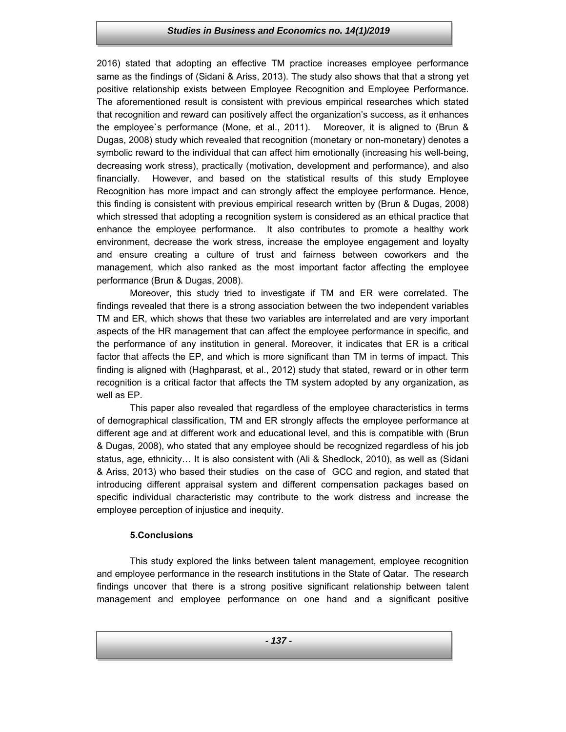2016) stated that adopting an effective TM practice increases employee performance same as the findings of (Sidani & Ariss, 2013). The study also shows that that a strong yet positive relationship exists between Employee Recognition and Employee Performance. The aforementioned result is consistent with previous empirical researches which stated that recognition and reward can positively affect the organization's success, as it enhances the employee`s performance (Mone, et al., 2011). Moreover, it is aligned to (Brun & Dugas, 2008) study which revealed that recognition (monetary or non-monetary) denotes a symbolic reward to the individual that can affect him emotionally (increasing his well-being, decreasing work stress), practically (motivation, development and performance), and also financially. However, and based on the statistical results of this study Employee Recognition has more impact and can strongly affect the employee performance. Hence, this finding is consistent with previous empirical research written by (Brun & Dugas, 2008) which stressed that adopting a recognition system is considered as an ethical practice that enhance the employee performance. It also contributes to promote a healthy work environment, decrease the work stress, increase the employee engagement and loyalty and ensure creating a culture of trust and fairness between coworkers and the management, which also ranked as the most important factor affecting the employee performance (Brun & Dugas, 2008).

Moreover, this study tried to investigate if TM and ER were correlated. The findings revealed that there is a strong association between the two independent variables TM and ER, which shows that these two variables are interrelated and are very important aspects of the HR management that can affect the employee performance in specific, and the performance of any institution in general. Moreover, it indicates that ER is a critical factor that affects the EP, and which is more significant than TM in terms of impact. This finding is aligned with (Haghparast, et al., 2012) study that stated, reward or in other term recognition is a critical factor that affects the TM system adopted by any organization, as well as EP.

This paper also revealed that regardless of the employee characteristics in terms of demographical classification, TM and ER strongly affects the employee performance at different age and at different work and educational level, and this is compatible with (Brun & Dugas, 2008), who stated that any employee should be recognized regardless of his job status, age, ethnicity… It is also consistent with (Ali & Shedlock, 2010), as well as (Sidani & Ariss, 2013) who based their studies on the case of GCC and region, and stated that introducing different appraisal system and different compensation packages based on specific individual characteristic may contribute to the work distress and increase the employee perception of injustice and inequity.

## 5. Conclusions

This study explored the links between talent management, employee recognition and employee performance in the research institutions in the State of Qatar. The research findings uncover that there is a strong positive significant relationship between talent management and employee performance on one hand and a significant positive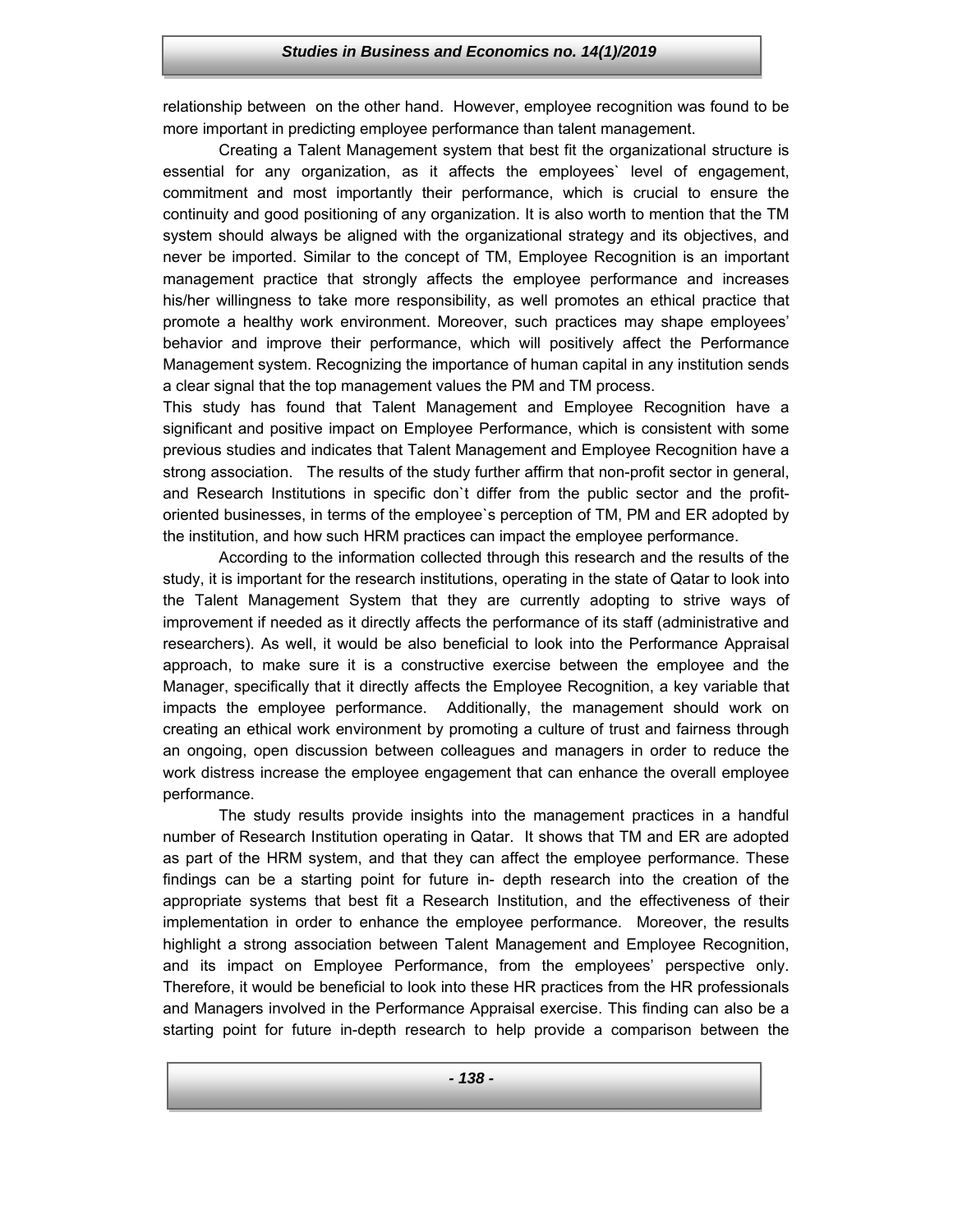relationship between on the other hand. However, employee recognition was found to be more important in predicting employee performance than talent management.

Creating a Talent Management system that best fit the organizational structure is essential for any organization, as it affects the employees` level of engagement, commitment and most importantly their performance, which is crucial to ensure the continuity and good positioning of any organization. It is also worth to mention that the TM system should always be aligned with the organizational strategy and its objectives, and never be imported. Similar to the concept of TM, Employee Recognition is an important management practice that strongly affects the employee performance and increases his/her willingness to take more responsibility, as well promotes an ethical practice that promote a healthy work environment. Moreover, such practices may shape employees' behavior and improve their performance, which will positively affect the Performance Management system. Recognizing the importance of human capital in any institution sends a clear signal that the top management values the PM and TM process.

This study has found that Talent Management and Employee Recognition have a significant and positive impact on Employee Performance, which is consistent with some previous studies and indicates that Talent Management and Employee Recognition have a strong association. The results of the study further affirm that non-profit sector in general, and Research Institutions in specific don`t differ from the public sector and the profit-oriented businesses, in terms of the employee`s perception of TM, PM and ER adopted by the institution, and how such HRM practices can impact the employee performance.

According to the information collected through this research and the results of the study, it is important for the research institutions, operating in the state of Qatar to look into the Talent Management System that they are currently adopting to strive ways of improvement if needed as it directly affects the performance of its staff (administrative and researchers). As well, it would be also beneficial to look into the Performance Appraisal approach, to make sure it is a constructive exercise between the employee and the Manager, specifically that it directly affects the Employee Recognition, a key variable that impacts the employee performance. Additionally, the management should work on creating an ethical work environment by promoting a culture of trust and fairness through an ongoing, open discussion between colleagues and managers in order to reduce the work distress increase the employee engagement that can enhance the overall employee performance.

The study results provide insights into the management practices in a handful number of Research Institution operating in Qatar. It shows that TM and ER are adopted as part of the HRM system, and that they can affect the employee performance. These findings can be a starting point for future in- depth research into the creation of the appropriate systems that best fit a Research Institution, and the effectiveness of their implementation in order to enhance the employee performance. Moreover, the results highlight a strong association between Talent Management and Employee Recognition, and its impact on Employee Performance, from the employees' perspective only. Therefore, it would be beneficial to look into these HR practices from the HR professionals and Managers involved in the Performance Appraisal exercise. This finding can also be a starting point for future in-depth research to help provide a comparison between the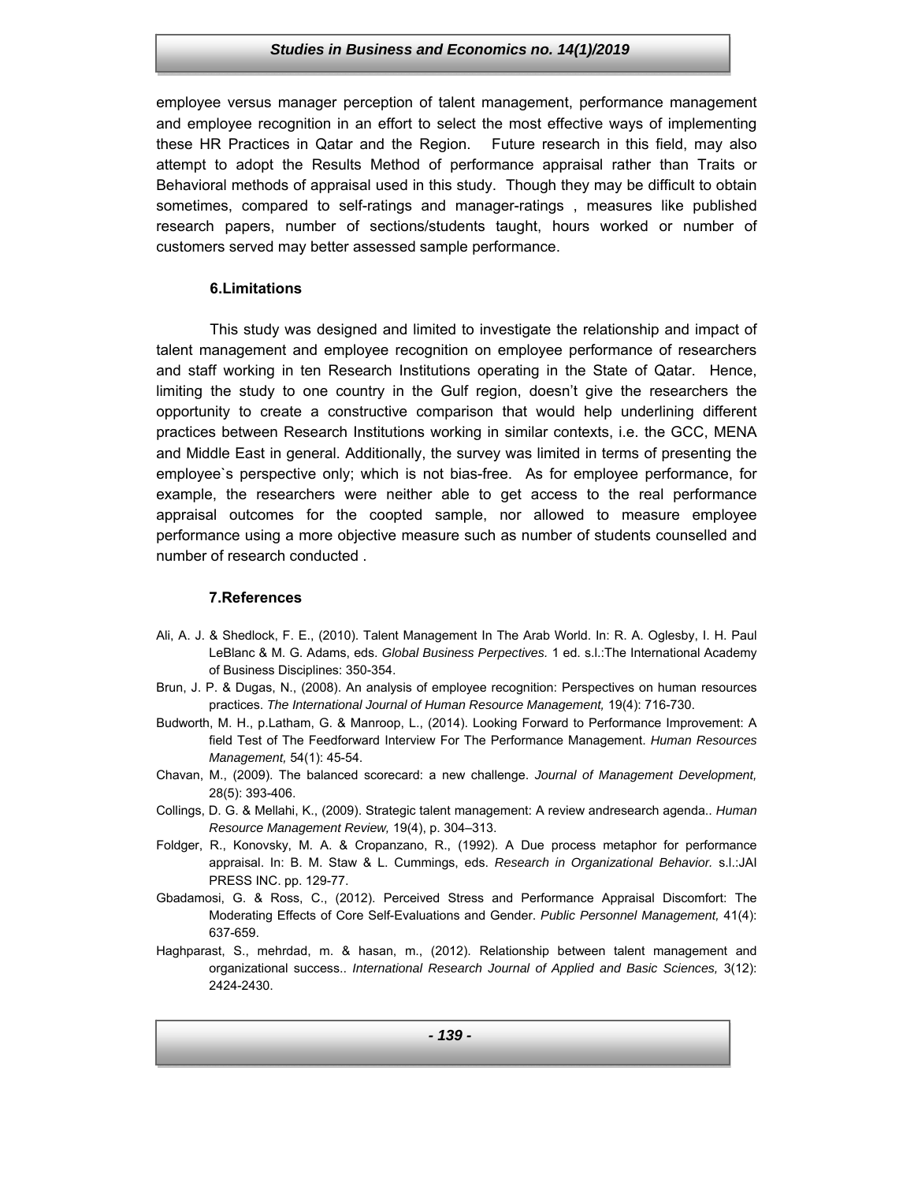employee versus manager perception of talent management, performance management and employee recognition in an effort to select the most effective ways of implementing these HR Practices in Qatar and the Region. Future research in this field, may also attempt to adopt the Results Method of performance appraisal rather than Traits or Behavioral methods of appraisal used in this study. Though they may be difficult to obtain sometimes, compared to self-ratings and manager-ratings , measures like published research papers, number of sections/students taught, hours worked or number of customers served may better assessed sample performance.

## 6.Limitations

This study was designed and limited to investigate the relationship and impact of talent management and employee recognition on employee performance of researchers and staff working in ten Research Institutions operating in the State of Qatar. Hence, limiting the study to one country in the Gulf region, doesn't give the researchers the opportunity to create a constructive comparison that would help underlining different practices between Research Institutions working in similar contexts, i.e. the GCC, MENA and Middle East in general. Additionally, the survey was limited in terms of presenting the employee`s perspective only; which is not bias-free. As for employee performance, for example, the researchers were neither able to get access to the real performance appraisal outcomes for the coopted sample, nor allowed to measure employee performance using a more objective measure such as number of students counselled and number of research conducted .

## 7.References

Ali, A. J. & Shedlock, F. E., (2010). Talent Management In The Arab World. In: R. A. Oglesby, I. H. Paul LeBlanc & M. G. Adams, eds. *Global Business Perpectives.* 1 ed. s.l.:The International Academy of Business Disciplines: 350-354.

Brun, J. P. & Dugas, N., (2008). An analysis of employee recognition: Perspectives on human resources practices. *The International Journal of Human Resource Management,* 19(4): 716-730.

Budworth, M. H., p.Latham, G. & Manroop, L., (2014). Looking Forward to Performance Improvement: A field Test of The Feedforward Interview For The Performance Management. *Human Resources Management,* 54(1): 45-54.

Chavan, M., (2009). The balanced scorecard: a new challenge. *Journal of Management Development,* 28(5): 393-406.

Collings, D. G. & Mellahi, K., (2009). Strategic talent management: A review andresearch agenda.. *Human Resource Management Review,* 19(4), p. 304–313.

Foldger, R., Konovsky, M. A. & Cropanzano, R., (1992). A Due process metaphor for performance appraisal. In: B. M. Staw & L. Cummings, eds. *Research in Organizational Behavior.* s.l.:JAI PRESS INC. pp. 129-77.

Gbadamosi, G. & Ross, C., (2012). Perceived Stress and Performance Appraisal Discomfort: The Moderating Effects of Core Self-Evaluations and Gender. *Public Personnel Management,* 41(4): 637-659.

Haghparast, S., mehrdad, m. & hasan, m., (2012). Relationship between talent management and organizational success.. *International Research Journal of Applied and Basic Sciences,* 3(12): 2424-2430.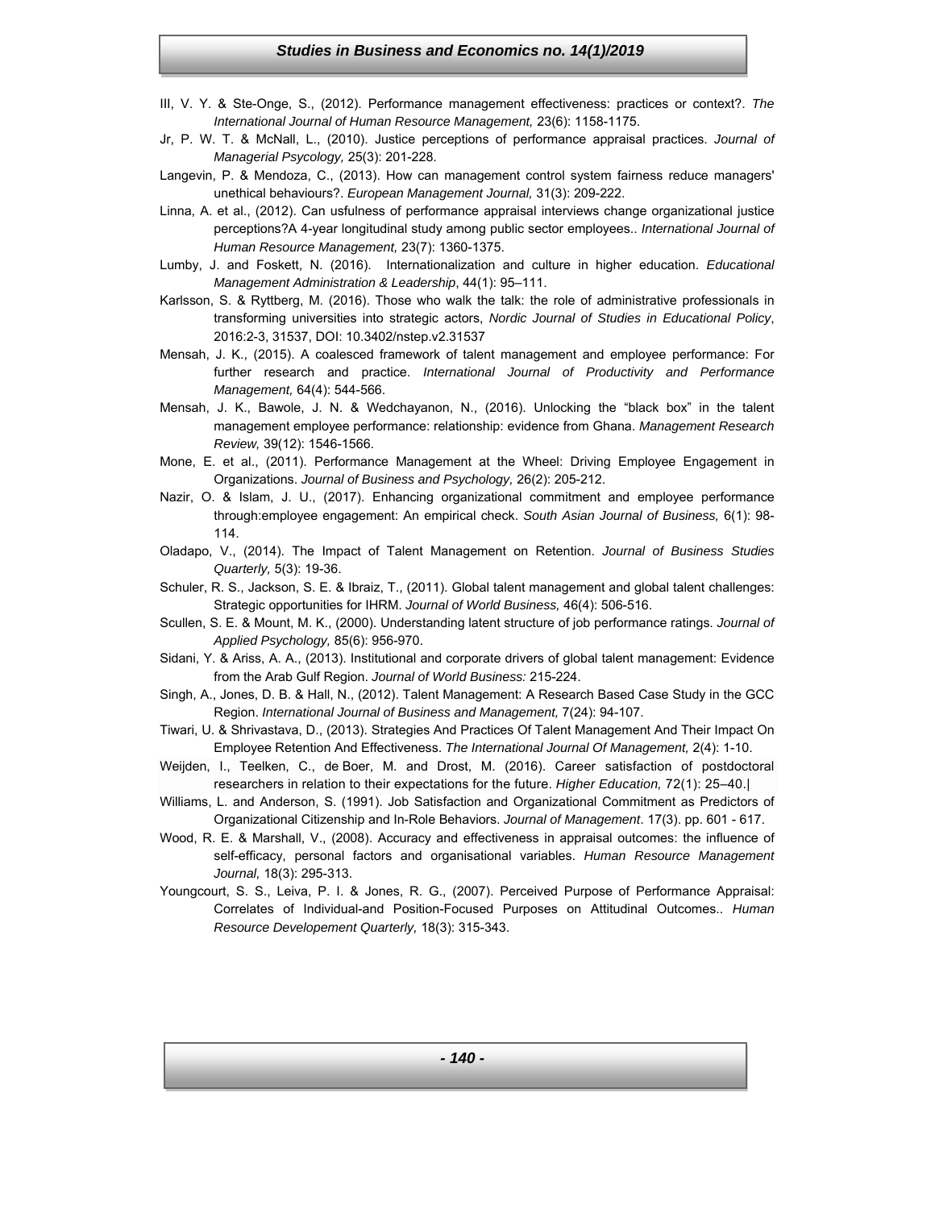III, V. Y. & Ste-Onge, S., (2012). Performance management effectiveness: practices or context?. *The International Journal of Human Resource Management,* 23(6): 1158-1175.

Jr, P. W. T. & McNall, L., (2010). Justice perceptions of performance appraisal practices. *Journal of Managerial Psycology,* 25(3): 201-228.

Langevin, P. & Mendoza, C., (2013). How can management control system fairness reduce managers' unethical behaviours?. *European Management Journal,* 31(3): 209-222.

Linna, A. et al., (2012). Can usfulness of performance appraisal interviews change organizational justice perceptions?A 4-year longitudinal study among public sector employees.. *International Journal of Human Resource Management,* 23(7): 1360-1375.

Lumby, J. and Foskett, N. (2016). Internationalization and culture in higher education. *Educational Management Administration & Leadership*, 44(1): 95–111.

Karlsson, S. & Ryttberg, M. (2016). Those who walk the talk: the role of administrative professionals in transforming universities into strategic actors, *Nordic Journal of Studies in Educational Policy*, 2016:2-3, 31537, DOI: 10.3402/nstep.v2.31537

Mensah, J. K., (2015). A coalesced framework of talent management and employee performance: For further research and practice. *International Journal of Productivity and Performance Management,* 64(4): 544-566.

Mensah, J. K., Bawole, J. N. & Wedchayanon, N., (2016). Unlocking the "black box" in the talent management employee performance: relationship: evidence from Ghana. *Management Research Review,* 39(12): 1546-1566.

Mone, E. et al., (2011). Performance Management at the Wheel: Driving Employee Engagement in Organizations. *Journal of Business and Psychology,* 26(2): 205-212.

Nazir, O. & Islam, J. U., (2017). Enhancing organizational commitment and employee performance through:employee engagement: An empirical check. *South Asian Journal of Business,* 6(1): 98-114.

Oladapo, V., (2014). The Impact of Talent Management on Retention. *Journal of Business Studies Quarterly,* 5(3): 19-36.

Schuler, R. S., Jackson, S. E. & Ibraiz, T., (2011). Global talent management and global talent challenges: Strategic opportunities for IHRM. *Journal of World Business,* 46(4): 506-516.

Scullen, S. E. & Mount, M. K., (2000). Understanding latent structure of job performance ratings. *Journal of Applied Psychology,* 85(6): 956-970.

Sidani, Y. & Ariss, A. A., (2013). Institutional and corporate drivers of global talent management: Evidence from the Arab Gulf Region. *Journal of World Business:* 215-224.

Singh, A., Jones, D. B. & Hall, N., (2012). Talent Management: A Research Based Case Study in the GCC Region. *International Journal of Business and Management,* 7(24): 94-107.

Tiwari, U. & Shrivastava, D., (2013). Strategies And Practices Of Talent Management And Their Impact On Employee Retention And Effectiveness. *The International Journal Of Management,* 2(4): 1-10.

Weijden, I., Teelken, C., de Boer, M. and Drost, M. (2016). Career satisfaction of postdoctoral researchers in relation to their expectations for the future. *Higher Education,* 72(1): 25–40.|

Williams, L. and Anderson, S. (1991). Job Satisfaction and Organizational Commitment as Predictors of Organizational Citizenship and In-Role Behaviors. *Journal of Management*. 17(3). pp. 601 - 617.

Wood, R. E. & Marshall, V., (2008). Accuracy and effectiveness in appraisal outcomes: the influence of self-efficacy, personal factors and organisational variables. *Human Resource Management Journal,* 18(3): 295-313.

Youngcourt, S. S., Leiva, P. I. & Jones, R. G., (2007). Perceived Purpose of Performance Appraisal: Correlates of Individual-and Position-Focused Purposes on Attitudinal Outcomes.. *Human Resource Developement Quarterly,* 18(3): 315-343.